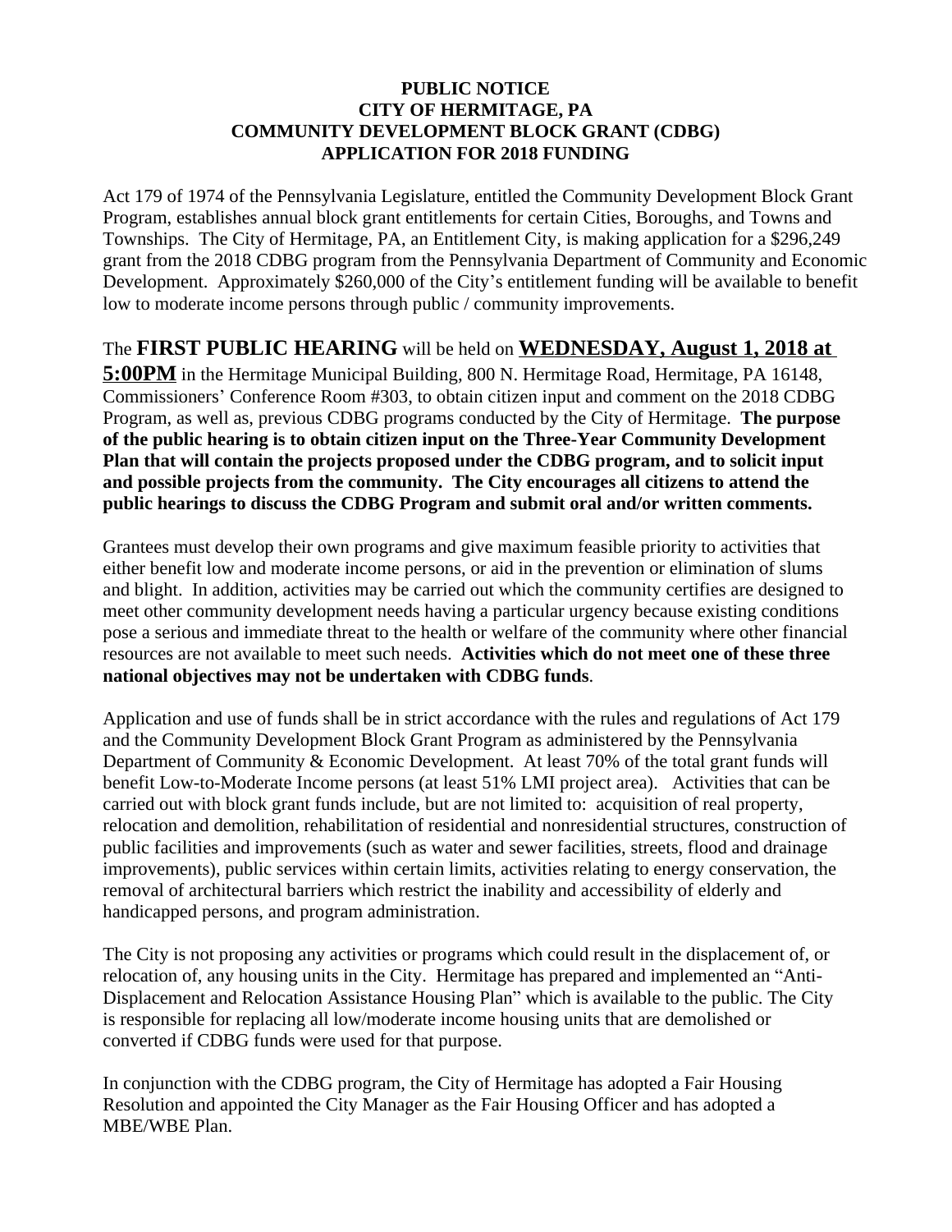# PUBLIC NOTICE
# CITY OF HERMITAGE, PA
# COMMUNITY DEVELOPMENT BLOCK GRANT (CDBG)
# APPLICATION FOR 2018 FUNDING

Act 179 of 1974 of the Pennsylvania Legislature, entitled the Community Development Block Grant Program, establishes annual block grant entitlements for certain Cities, Boroughs, and Towns and Townships. The City of Hermitage, PA, an Entitlement City, is making application for a $296,249 grant from the 2018 CDBG program from the Pennsylvania Department of Community and Economic Development. Approximately $260,000 of the City's entitlement funding will be available to benefit low to moderate income persons through public / community improvements.

The **FIRST PUBLIC HEARING** will be held on **WEDNESDAY, August 1, 2018 at 5:00PM** in the Hermitage Municipal Building, 800 N. Hermitage Road, Hermitage, PA 16148, Commissioners' Conference Room #303, to obtain citizen input and comment on the 2018 CDBG Program, as well as, previous CDBG programs conducted by the City of Hermitage. **The purpose of the public hearing is to obtain citizen input on the Three-Year Community Development Plan that will contain the projects proposed under the CDBG program, and to solicit input and possible projects from the community. The City encourages all citizens to attend the public hearings to discuss the CDBG Program and submit oral and/or written comments.**

Grantees must develop their own programs and give maximum feasible priority to activities that either benefit low and moderate income persons, or aid in the prevention or elimination of slums and blight. In addition, activities may be carried out which the community certifies are designed to meet other community development needs having a particular urgency because existing conditions pose a serious and immediate threat to the health or welfare of the community where other financial resources are not available to meet such needs. **Activities which do not meet one of these three national objectives may not be undertaken with CDBG funds**.

Application and use of funds shall be in strict accordance with the rules and regulations of Act 179 and the Community Development Block Grant Program as administered by the Pennsylvania Department of Community & Economic Development. At least 70% of the total grant funds will benefit Low-to-Moderate Income persons (at least 51% LMI project area). Activities that can be carried out with block grant funds include, but are not limited to: acquisition of real property, relocation and demolition, rehabilitation of residential and nonresidential structures, construction of public facilities and improvements (such as water and sewer facilities, streets, flood and drainage improvements), public services within certain limits, activities relating to energy conservation, the removal of architectural barriers which restrict the inability and accessibility of elderly and handicapped persons, and program administration.

The City is not proposing any activities or programs which could result in the displacement of, or relocation of, any housing units in the City. Hermitage has prepared and implemented an "Anti-Displacement and Relocation Assistance Housing Plan" which is available to the public. The City is responsible for replacing all low/moderate income housing units that are demolished or converted if CDBG funds were used for that purpose.

In conjunction with the CDBG program, the City of Hermitage has adopted a Fair Housing Resolution and appointed the City Manager as the Fair Housing Officer and has adopted a MBE/WBE Plan.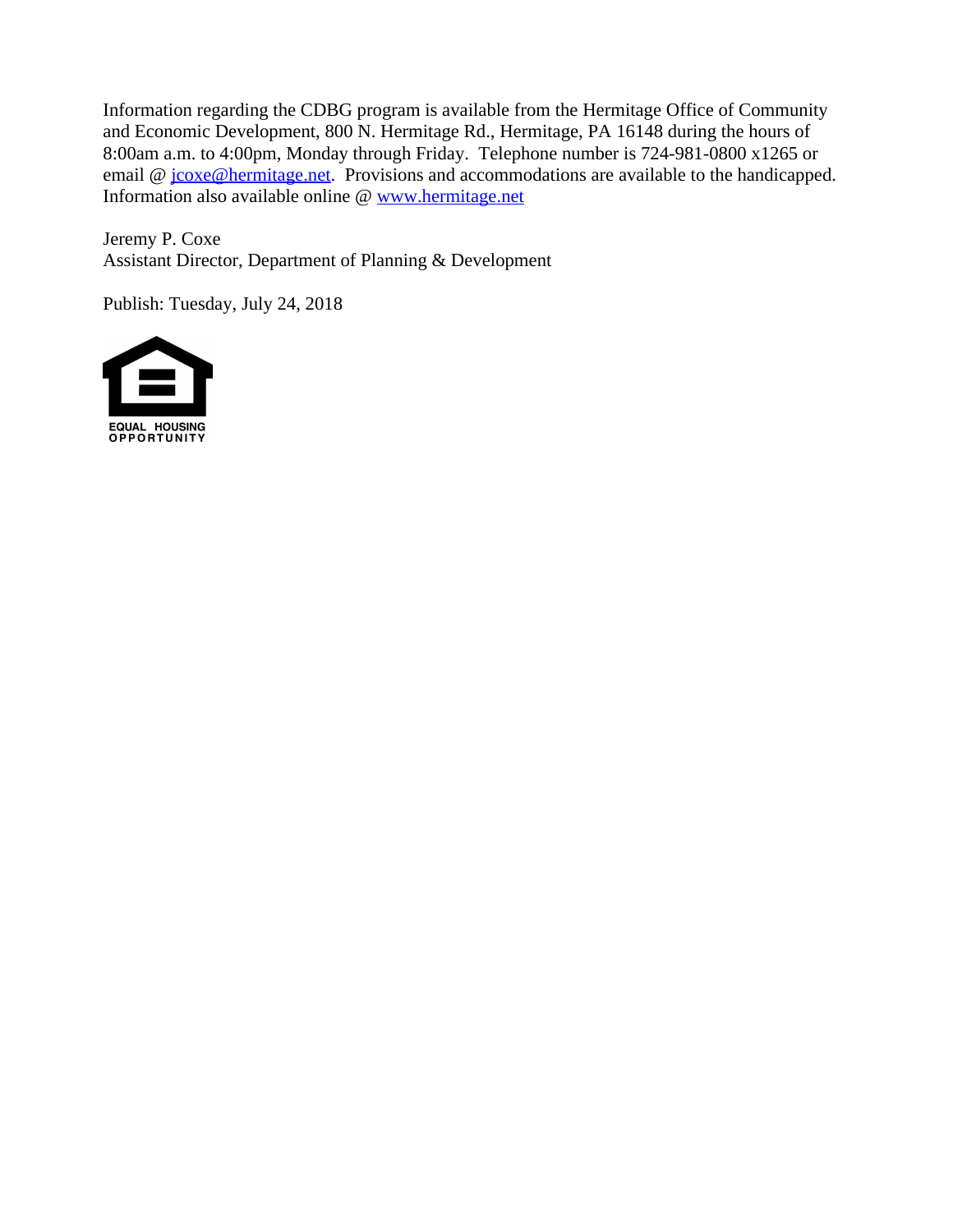Information regarding the CDBG program is available from the Hermitage Office of Community and Economic Development, 800 N. Hermitage Rd., Hermitage, PA 16148 during the hours of 8:00am a.m. to 4:00pm, Monday through Friday. Telephone number is 724-981-0800 x1265 or email @ jcoxe@hermitage.net. Provisions and accommodations are available to the handicapped. Information also available online @ www.hermitage.net

Jeremy P. Coxe
Assistant Director, Department of Planning & Development

Publish: Tuesday, July 24, 2018

EQUAL HOUSING
OPPORTUNITY